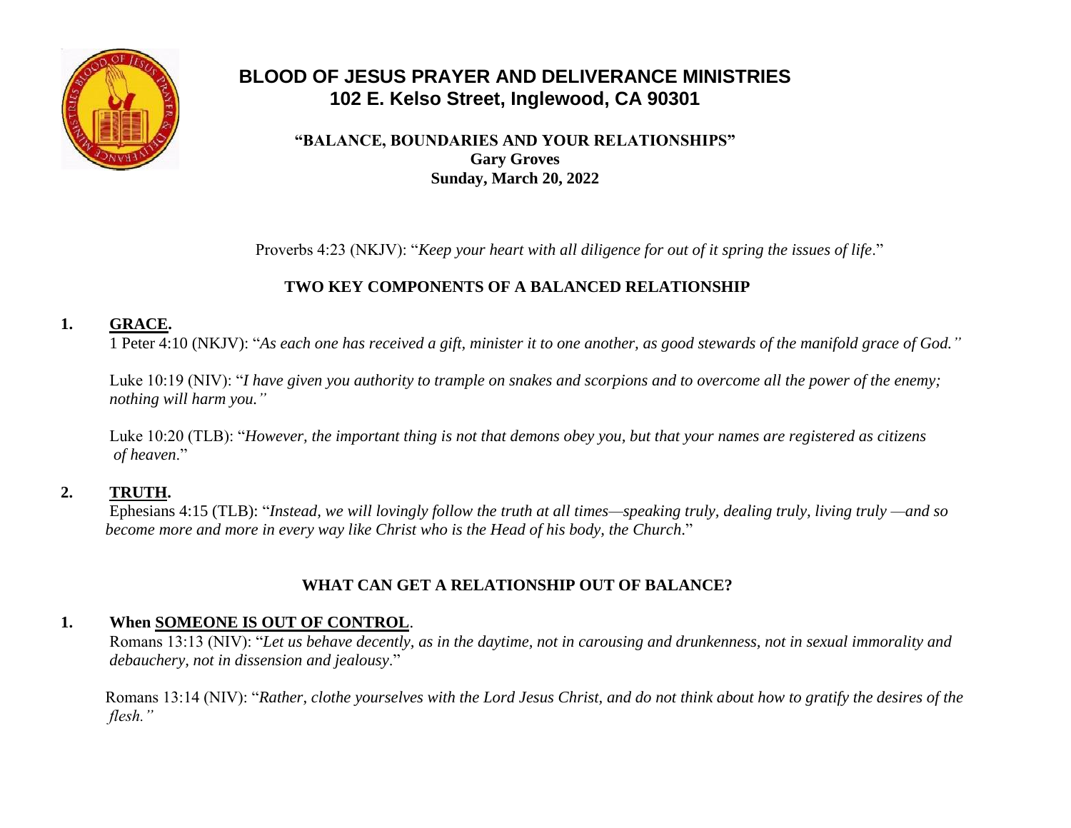# BLOOD OF JESUS PRAYER AND DELIVERANCE MINISTRIES
## 102 E. Kelso Street, Inglewood, CA 90301

**"BALANCE, BOUNDARIES AND YOUR RELATIONSHIPS"**
**Gary Groves**
**Sunday, March 20, 2022**

Proverbs 4:23 (NKJV): "*Keep your heart with all diligence for out of it spring the issues of life*."

### TWO KEY COMPONENTS OF A BALANCED RELATIONSHIP

1. **GRACE.**
   1 Peter 4:10 (NKJV): "*As each one has received a gift, minister it to one another, as good stewards of the manifold grace of God."*

   Luke 10:19 (NIV): "*I have given you authority to trample on snakes and scorpions and to overcome all the power of the enemy; nothing will harm you."*

   Luke 10:20 (TLB): "*However, the important thing is not that demons obey you, but that your names are registered as citizens of heaven*."

2. **TRUTH.**
   Ephesians 4:15 (TLB): "*Instead, we will lovingly follow the truth at all times—speaking truly, dealing truly, living truly —and so become more and more in every way like Christ who is the Head of his body, the Church.*"

### WHAT CAN GET A RELATIONSHIP OUT OF BALANCE?

1. **When SOMEONE IS OUT OF CONTROL**.
   Romans 13:13 (NIV): "*Let us behave decently, as in the daytime, not in carousing and drunkenness, not in sexual immorality and debauchery, not in dissension and jealousy*."

   Romans 13:14 (NIV): "*Rather, clothe yourselves with the Lord Jesus Christ, and do not think about how to gratify the desires of the flesh."*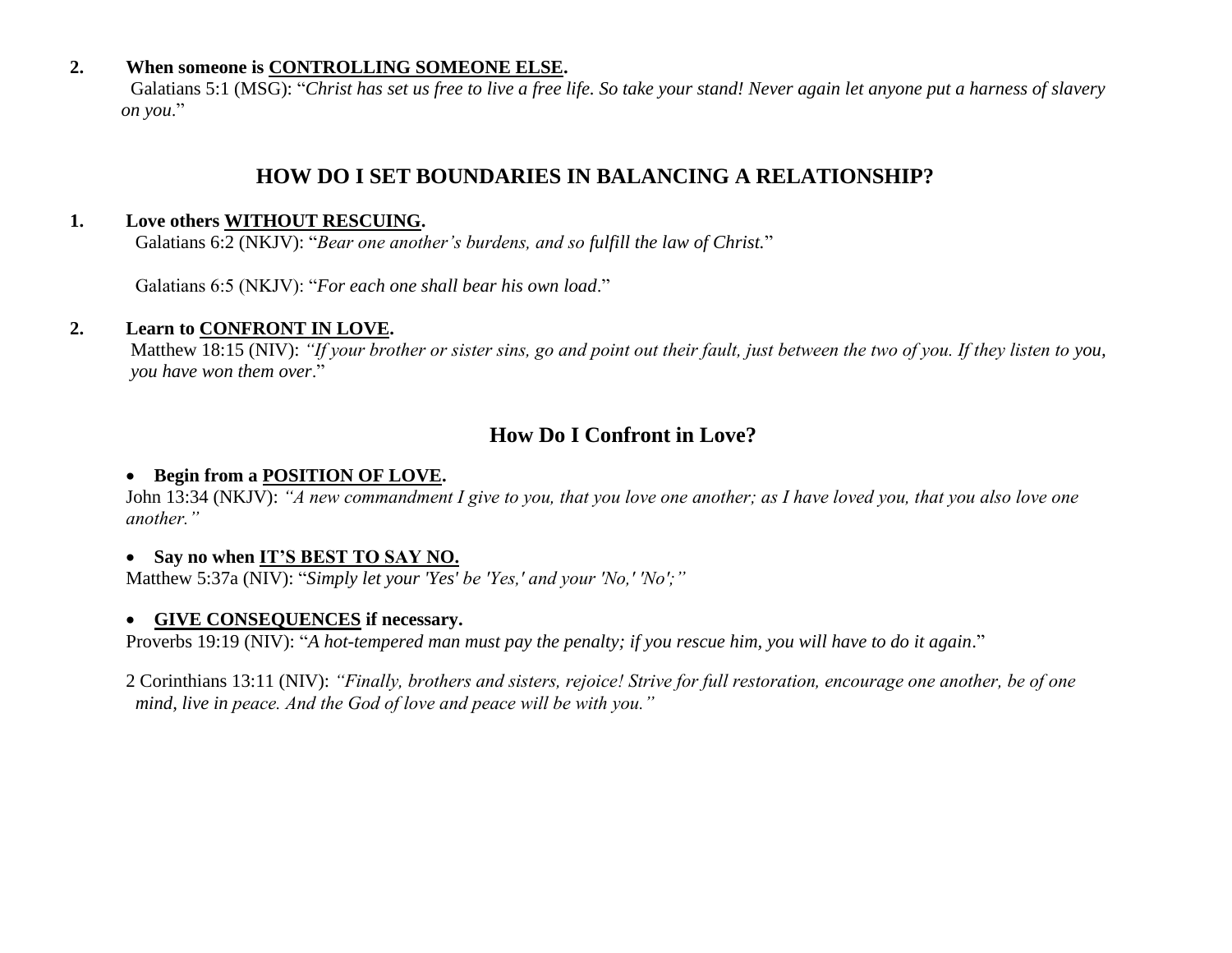**2. When someone is <u>CONTROLLING SOMEONE ELSE</u>.**

Galatians 5:1 (MSG): "*Christ has set us free to live a free life. So take your stand! Never again let anyone put a harness of slavery on you*."

## HOW DO I SET BOUNDARIES IN BALANCING A RELATIONSHIP?

**1. Love others <u>WITHOUT RESCUING</u>.**

Galatians 6:2 (NKJV): "*Bear one another's burdens, and so fulfill the law of Christ.*"

Galatians 6:5 (NKJV): "*For each one shall bear his own load*."

**2. Learn to <u>CONFRONT IN LOVE</u>.**

Matthew 18:15 (NIV): *"If your brother or sister sins, go and point out their fault, just between the two of you. If they listen to you, you have won them over*."

## How Do I Confront in Love?

- **Begin from a <u>POSITION OF LOVE</u>.**

John 13:34 (NKJV): *"A new commandment I give to you, that you love one another; as I have loved you, that you also love one another."*

- **Say no when <u>IT'S BEST TO SAY NO.</u>**

Matthew 5:37a (NIV): "*Simply let your 'Yes' be 'Yes,' and your 'No,' 'No';"*

- **<u>GIVE CONSEQUENCES</u> if necessary.**

Proverbs 19:19 (NIV): "*A hot-tempered man must pay the penalty; if you rescue him, you will have to do it again*."

2 Corinthians 13:11 (NIV): *"Finally, brothers and sisters, rejoice! Strive for full restoration, encourage one another, be of one mind, live in peace. And the God of love and peace will be with you."*